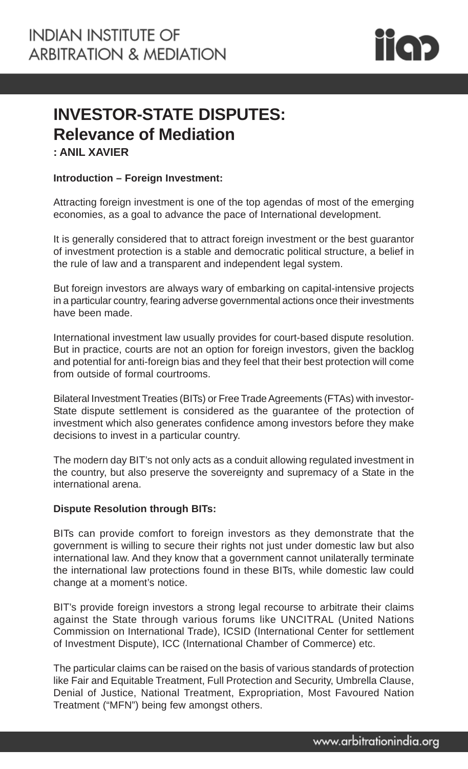INDIAN INSTITUTE OF
ARBITRATION & MEDIATION

# INVESTOR-STATE DISPUTES:
## Relevance of Mediation

**: ANIL XAVIER**

**Introduction – Foreign Investment:**

Attracting foreign investment is one of the top agendas of most of the emerging economies, as a goal to advance the pace of International development.

It is generally considered that to attract foreign investment or the best guarantor of investment protection is a stable and democratic political structure, a belief in the rule of law and a transparent and independent legal system.

But foreign investors are always wary of embarking on capital-intensive projects in a particular country, fearing adverse governmental actions once their investments have been made.

International investment law usually provides for court-based dispute resolution. But in practice, courts are not an option for foreign investors, given the backlog and potential for anti-foreign bias and they feel that their best protection will come from outside of formal courtrooms.

Bilateral Investment Treaties (BITs) or Free Trade Agreements (FTAs) with investor-State dispute settlement is considered as the guarantee of the protection of investment which also generates confidence among investors before they make decisions to invest in a particular country.

The modern day BIT's not only acts as a conduit allowing regulated investment in the country, but also preserve the sovereignty and supremacy of a State in the international arena.

**Dispute Resolution through BITs:**

BITs can provide comfort to foreign investors as they demonstrate that the government is willing to secure their rights not just under domestic law but also international law. And they know that a government cannot unilaterally terminate the international law protections found in these BITs, while domestic law could change at a moment's notice.

BIT's provide foreign investors a strong legal recourse to arbitrate their claims against the State through various forums like UNCITRAL (United Nations Commission on International Trade), ICSID (International Center for settlement of Investment Dispute), ICC (International Chamber of Commerce) etc.

The particular claims can be raised on the basis of various standards of protection like Fair and Equitable Treatment, Full Protection and Security, Umbrella Clause, Denial of Justice, National Treatment, Expropriation, Most Favoured Nation Treatment ("MFN") being few amongst others.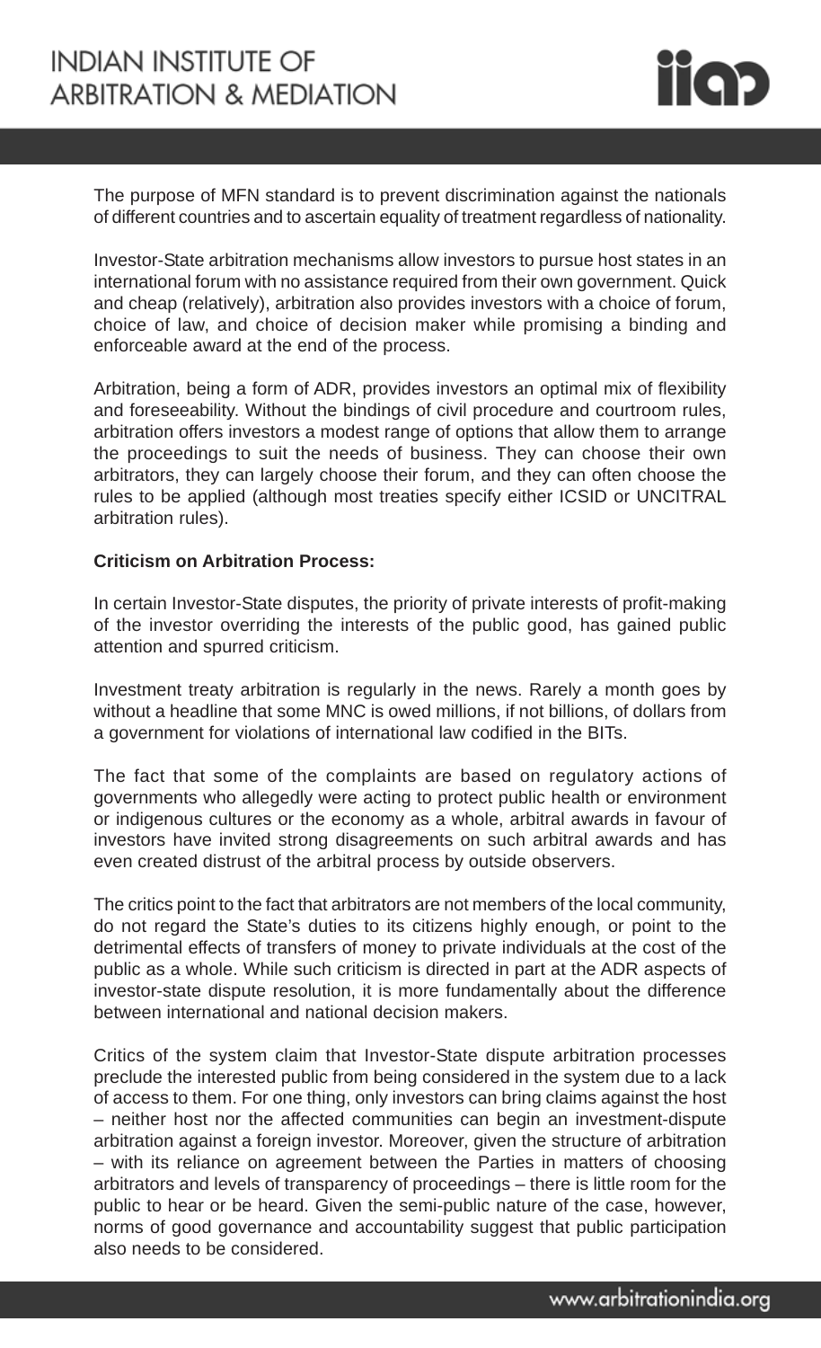The purpose of MFN standard is to prevent discrimination against the nationals of different countries and to ascertain equality of treatment regardless of nationality.

Investor-State arbitration mechanisms allow investors to pursue host states in an international forum with no assistance required from their own government. Quick and cheap (relatively), arbitration also provides investors with a choice of forum, choice of law, and choice of decision maker while promising a binding and enforceable award at the end of the process.

Arbitration, being a form of ADR, provides investors an optimal mix of flexibility and foreseeability. Without the bindings of civil procedure and courtroom rules, arbitration offers investors a modest range of options that allow them to arrange the proceedings to suit the needs of business. They can choose their own arbitrators, they can largely choose their forum, and they can often choose the rules to be applied (although most treaties specify either ICSID or UNCITRAL arbitration rules).

**Criticism on Arbitration Process:**

In certain Investor-State disputes, the priority of private interests of profit-making of the investor overriding the interests of the public good, has gained public attention and spurred criticism.

Investment treaty arbitration is regularly in the news. Rarely a month goes by without a headline that some MNC is owed millions, if not billions, of dollars from a government for violations of international law codified in the BITs.

The fact that some of the complaints are based on regulatory actions of governments who allegedly were acting to protect public health or environment or indigenous cultures or the economy as a whole, arbitral awards in favour of investors have invited strong disagreements on such arbitral awards and has even created distrust of the arbitral process by outside observers.

The critics point to the fact that arbitrators are not members of the local community, do not regard the State's duties to its citizens highly enough, or point to the detrimental effects of transfers of money to private individuals at the cost of the public as a whole. While such criticism is directed in part at the ADR aspects of investor-state dispute resolution, it is more fundamentally about the difference between international and national decision makers.

Critics of the system claim that Investor-State dispute arbitration processes preclude the interested public from being considered in the system due to a lack of access to them. For one thing, only investors can bring claims against the host – neither host nor the affected communities can begin an investment-dispute arbitration against a foreign investor. Moreover, given the structure of arbitration – with its reliance on agreement between the Parties in matters of choosing arbitrators and levels of transparency of proceedings – there is little room for the public to hear or be heard. Given the semi-public nature of the case, however, norms of good governance and accountability suggest that public participation also needs to be considered.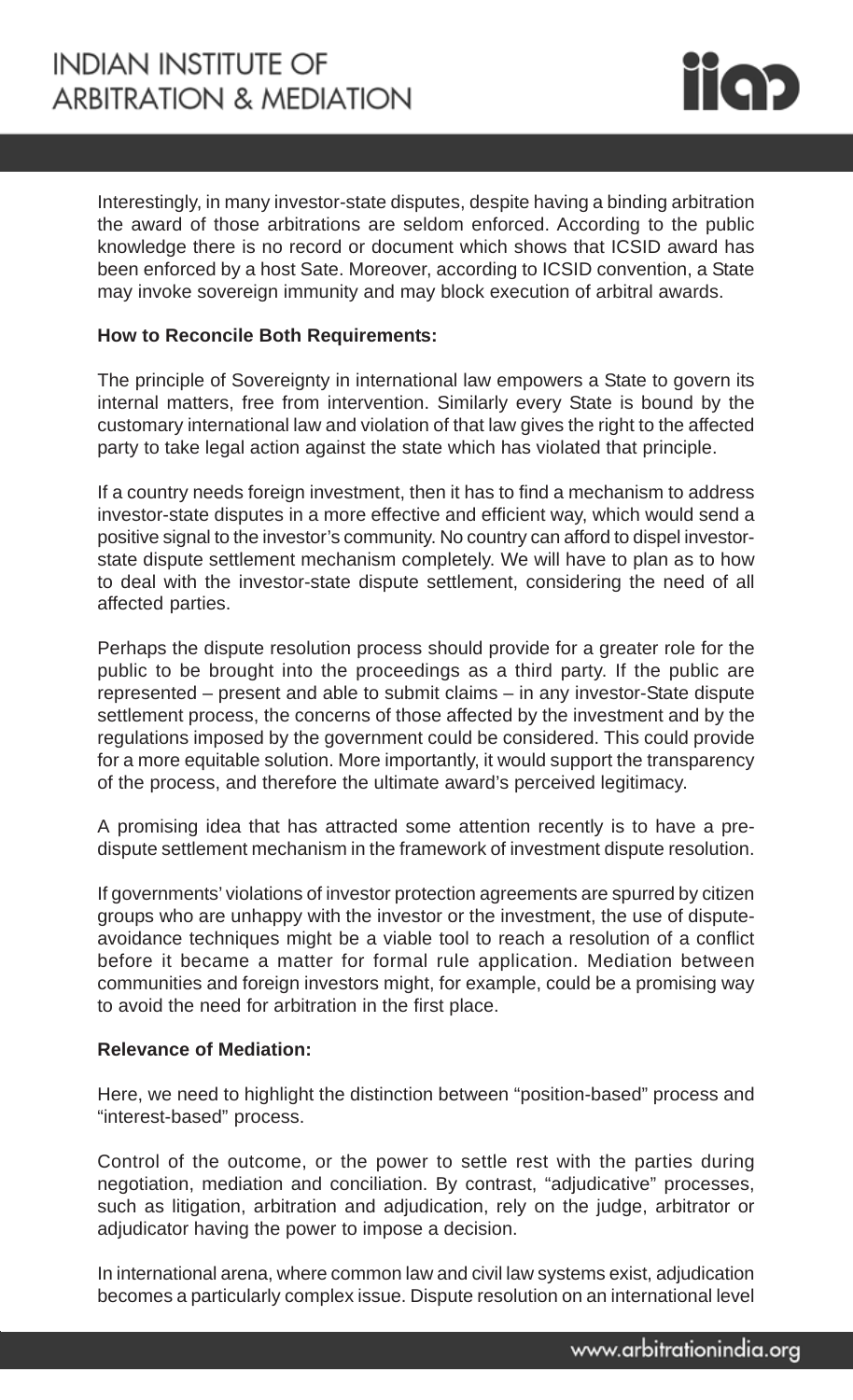Interestingly, in many investor-state disputes, despite having a binding arbitration the award of those arbitrations are seldom enforced. According to the public knowledge there is no record or document which shows that ICSID award has been enforced by a host Sate. Moreover, according to ICSID convention, a State may invoke sovereign immunity and may block execution of arbitral awards.

**How to Reconcile Both Requirements:**

The principle of Sovereignty in international law empowers a State to govern its internal matters, free from intervention. Similarly every State is bound by the customary international law and violation of that law gives the right to the affected party to take legal action against the state which has violated that principle.

If a country needs foreign investment, then it has to find a mechanism to address investor-state disputes in a more effective and efficient way, which would send a positive signal to the investor's community. No country can afford to dispel investor-state dispute settlement mechanism completely. We will have to plan as to how to deal with the investor-state dispute settlement, considering the need of all affected parties.

Perhaps the dispute resolution process should provide for a greater role for the public to be brought into the proceedings as a third party. If the public are represented – present and able to submit claims – in any investor-State dispute settlement process, the concerns of those affected by the investment and by the regulations imposed by the government could be considered. This could provide for a more equitable solution. More importantly, it would support the transparency of the process, and therefore the ultimate award's perceived legitimacy.

A promising idea that has attracted some attention recently is to have a pre-dispute settlement mechanism in the framework of investment dispute resolution.

If governments' violations of investor protection agreements are spurred by citizen groups who are unhappy with the investor or the investment, the use of dispute-avoidance techniques might be a viable tool to reach a resolution of a conflict before it became a matter for formal rule application. Mediation between communities and foreign investors might, for example, could be a promising way to avoid the need for arbitration in the first place.

**Relevance of Mediation:**

Here, we need to highlight the distinction between "position-based" process and "interest-based" process.

Control of the outcome, or the power to settle rest with the parties during negotiation, mediation and conciliation. By contrast, "adjudicative" processes, such as litigation, arbitration and adjudication, rely on the judge, arbitrator or adjudicator having the power to impose a decision.

In international arena, where common law and civil law systems exist, adjudication becomes a particularly complex issue. Dispute resolution on an international level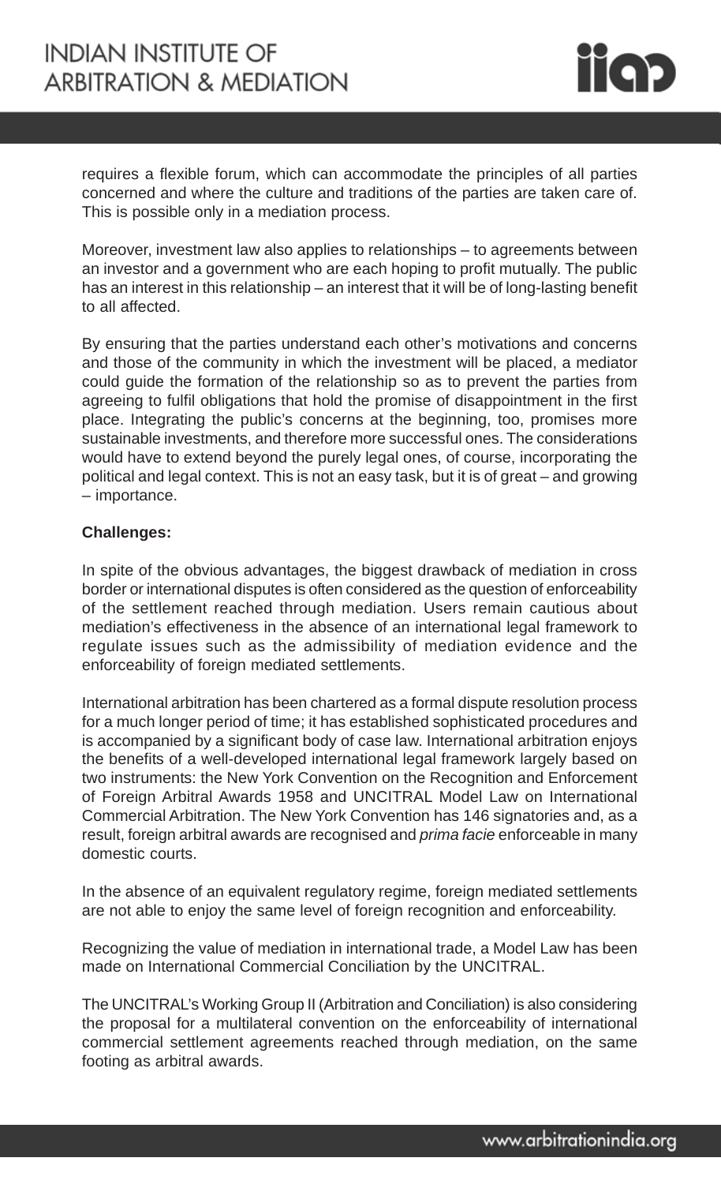requires a flexible forum, which can accommodate the principles of all parties concerned and where the culture and traditions of the parties are taken care of. This is possible only in a mediation process.

Moreover, investment law also applies to relationships – to agreements between an investor and a government who are each hoping to profit mutually. The public has an interest in this relationship – an interest that it will be of long-lasting benefit to all affected.

By ensuring that the parties understand each other's motivations and concerns and those of the community in which the investment will be placed, a mediator could guide the formation of the relationship so as to prevent the parties from agreeing to fulfil obligations that hold the promise of disappointment in the first place. Integrating the public's concerns at the beginning, too, promises more sustainable investments, and therefore more successful ones. The considerations would have to extend beyond the purely legal ones, of course, incorporating the political and legal context. This is not an easy task, but it is of great – and growing – importance.

**Challenges:**

In spite of the obvious advantages, the biggest drawback of mediation in cross border or international disputes is often considered as the question of enforceability of the settlement reached through mediation. Users remain cautious about mediation's effectiveness in the absence of an international legal framework to regulate issues such as the admissibility of mediation evidence and the enforceability of foreign mediated settlements.

International arbitration has been chartered as a formal dispute resolution process for a much longer period of time; it has established sophisticated procedures and is accompanied by a significant body of case law. International arbitration enjoys the benefits of a well-developed international legal framework largely based on two instruments: the New York Convention on the Recognition and Enforcement of Foreign Arbitral Awards 1958 and UNCITRAL Model Law on International Commercial Arbitration. The New York Convention has 146 signatories and, as a result, foreign arbitral awards are recognised and *prima facie* enforceable in many domestic courts.

In the absence of an equivalent regulatory regime, foreign mediated settlements are not able to enjoy the same level of foreign recognition and enforceability.

Recognizing the value of mediation in international trade, a Model Law has been made on International Commercial Conciliation by the UNCITRAL.

The UNCITRAL's Working Group II (Arbitration and Conciliation) is also considering the proposal for a multilateral convention on the enforceability of international commercial settlement agreements reached through mediation, on the same footing as arbitral awards.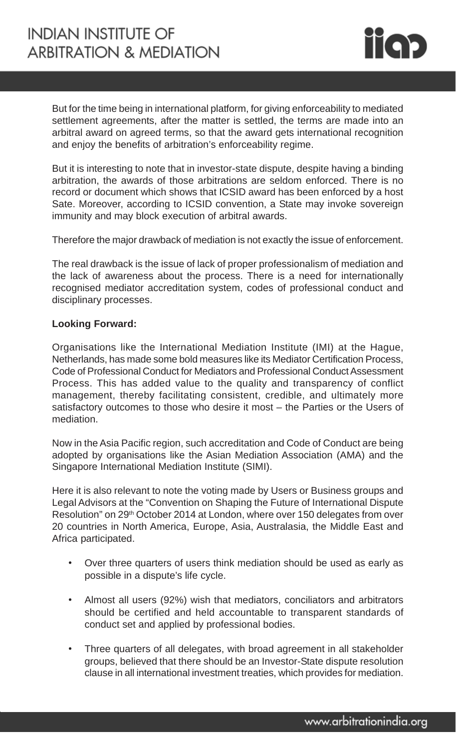But for the time being in international platform, for giving enforceability to mediated settlement agreements, after the matter is settled, the terms are made into an arbitral award on agreed terms, so that the award gets international recognition and enjoy the benefits of arbitration's enforceability regime.

But it is interesting to note that in investor-state dispute, despite having a binding arbitration, the awards of those arbitrations are seldom enforced. There is no record or document which shows that ICSID award has been enforced by a host Sate. Moreover, according to ICSID convention, a State may invoke sovereign immunity and may block execution of arbitral awards.

Therefore the major drawback of mediation is not exactly the issue of enforcement.

The real drawback is the issue of lack of proper professionalism of mediation and the lack of awareness about the process. There is a need for internationally recognised mediator accreditation system, codes of professional conduct and disciplinary processes.

**Looking Forward:**

Organisations like the International Mediation Institute (IMI) at the Hague, Netherlands, has made some bold measures like its Mediator Certification Process, Code of Professional Conduct for Mediators and Professional Conduct Assessment Process. This has added value to the quality and transparency of conflict management, thereby facilitating consistent, credible, and ultimately more satisfactory outcomes to those who desire it most – the Parties or the Users of mediation.

Now in the Asia Pacific region, such accreditation and Code of Conduct are being adopted by organisations like the Asian Mediation Association (AMA) and the Singapore International Mediation Institute (SIMI).

Here it is also relevant to note the voting made by Users or Business groups and Legal Advisors at the "Convention on Shaping the Future of International Dispute Resolution" on 29th October 2014 at London, where over 150 delegates from over 20 countries in North America, Europe, Asia, Australasia, the Middle East and Africa participated.

- Over three quarters of users think mediation should be used as early as possible in a dispute's life cycle.
- Almost all users (92%) wish that mediators, conciliators and arbitrators should be certified and held accountable to transparent standards of conduct set and applied by professional bodies.
- Three quarters of all delegates, with broad agreement in all stakeholder groups, believed that there should be an Investor-State dispute resolution clause in all international investment treaties, which provides for mediation.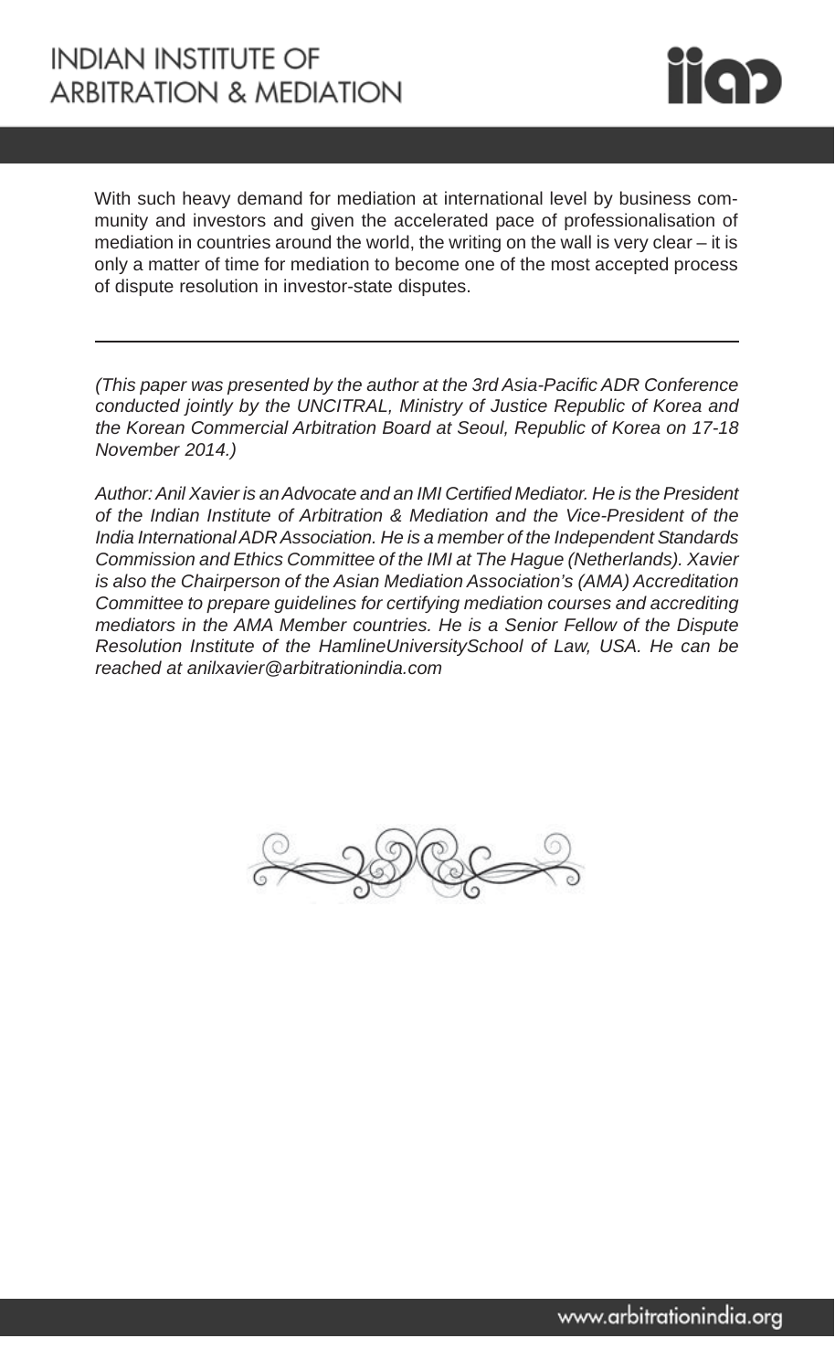With such heavy demand for mediation at international level by business community and investors and given the accelerated pace of professionalisation of mediation in countries around the world, the writing on the wall is very clear – it is only a matter of time for mediation to become one of the most accepted process of dispute resolution in investor-state disputes.

---

*(This paper was presented by the author at the 3rd Asia-Pacific ADR Conference conducted jointly by the UNCITRAL, Ministry of Justice Republic of Korea and the Korean Commercial Arbitration Board at Seoul, Republic of Korea on 17-18 November 2014.)*

*Author: Anil Xavier is an Advocate and an IMI Certified Mediator. He is the President of the Indian Institute of Arbitration & Mediation and the Vice-President of the India International ADR Association. He is a member of the Independent Standards Commission and Ethics Committee of the IMI at The Hague (Netherlands). Xavier is also the Chairperson of the Asian Mediation Association's (AMA) Accreditation Committee to prepare guidelines for certifying mediation courses and accrediting mediators in the AMA Member countries. He is a Senior Fellow of the Dispute Resolution Institute of the HamlineUniversitySchool of Law, USA. He can be reached at anilxavier@arbitrationindia.com*